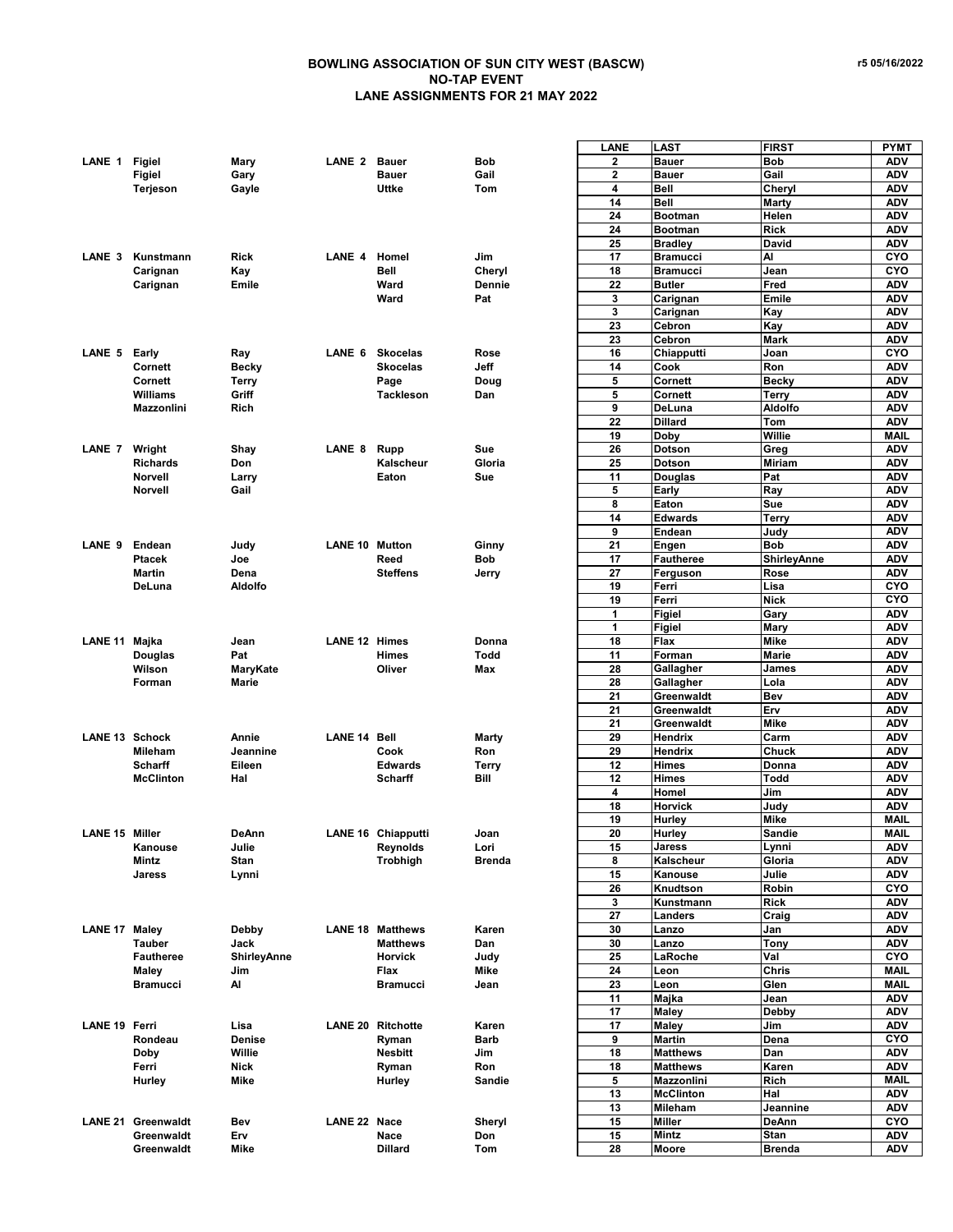# BOWLING ASSOCIATION OF SUN CITY WEST (BASCW)
## NO-TAP EVENT
## LANE ASSIGNMENTS FOR 21 MAY 2022

r5 05/16/2022

| LANE | LAST | FIRST | LANE | LAST | FIRST |
|---|---|---|---|---|---|
| LANE 1 | Figiel | Mary | LANE 2 | Bauer | Bob |
| | Figiel | Gary | | Bauer | Gail |
| | Terjeson | Gayle | | Uttke | Tom |
| LANE 3 | Kunstmann | Rick | LANE 4 | Homel | Jim |
| | Carignan | Kay | | Bell | Cheryl |
| | Carignan | Emile | | Ward | Dennie |
| | | | | Ward | Pat |
| LANE 5 | Early | Ray | LANE 6 | Skocelas | Rose |
| | Cornett | Becky | | Skocelas | Jeff |
| | Cornett | Terry | | Page | Doug |
| | Williams | Griff | | Tackleson | Dan |
| | Mazzonlini | Rich | | | |
| LANE 7 | Wright | Shay | LANE 8 | Rupp | Sue |
| | Richards | Don | | Kalscheur | Gloria |
| | Norvell | Larry | | Eaton | Sue |
| | Norvell | Gail | | | |
| LANE 9 | Endean | Judy | LANE 10 | Mutton | Ginny |
| | Ptacek | Joe | | Reed | Bob |
| | Martin | Dena | | Steffens | Jerry |
| | DeLuna | Aldolfo | | | |
| LANE 11 | Majka | Jean | LANE 12 | Himes | Donna |
| | Douglas | Pat | | Himes | Todd |
| | Wilson | MaryKate | | Oliver | Max |
| | Forman | Marie | | | |
| LANE 13 | Schock | Annie | LANE 14 | Bell | Marty |
| | Mileham | Jeannine | | Cook | Ron |
| | Scharff | Eileen | | Edwards | Terry |
| | McClinton | Hal | | Scharff | Bill |
| LANE 15 | Miller | DeAnn | LANE 16 | Chiapputti | Joan |
| | Kanouse | Julie | | Reynolds | Lori |
| | Mintz | Stan | | Trobhigh | Brenda |
| | Jaress | Lynni | | | |
| LANE 17 | Maley | Debby | LANE 18 | Matthews | Karen |
| | Tauber | Jack | | Matthews | Dan |
| | Fautheree | ShirleyAnne | | Horvick | Judy |
| | Maley | Jim | | Flax | Mike |
| | Bramucci | Al | | Bramucci | Jean |
| LANE 19 | Ferri | Lisa | LANE 20 | Ritchotte | Karen |
| | Rondeau | Denise | | Ryman | Barb |
| | Doby | Willie | | Nesbitt | Jim |
| | Ferri | Nick | | Ryman | Ron |
| | Hurley | Mike | | Hurley | Sandie |
| LANE 21 | Greenwaldt | Bev | LANE 22 | Nace | Sheryl |
| | Greenwaldt | Erv | | Nace | Don |
| | Greenwaldt | Mike | | Dillard | Tom |

| LANE | LAST | FIRST | PYMT |
|---|---|---|---|
| 2 | Bauer | Bob | ADV |
| 2 | Bauer | Gail | ADV |
| 4 | Bell | Cheryl | ADV |
| 14 | Bell | Marty | ADV |
| 24 | Bootman | Helen | ADV |
| 24 | Bootman | Rick | ADV |
| 25 | Bradley | David | ADV |
| 17 | Bramucci | Al | CYO |
| 18 | Bramucci | Jean | CYO |
| 22 | Butler | Fred | ADV |
| 3 | Carignan | Emile | ADV |
| 3 | Carignan | Kay | ADV |
| 23 | Cebron | Kay | ADV |
| 23 | Cebron | Mark | ADV |
| 16 | Chiapputti | Joan | CYO |
| 14 | Cook | Ron | ADV |
| 5 | Cornett | Becky | ADV |
| 5 | Cornett | Terry | ADV |
| 9 | DeLuna | Aldolfo | ADV |
| 22 | Dillard | Tom | ADV |
| 19 | Doby | Willie | MAIL |
| 26 | Dotson | Greg | ADV |
| 25 | Dotson | Miriam | ADV |
| 11 | Douglas | Pat | ADV |
| 5 | Early | Ray | ADV |
| 8 | Eaton | Sue | ADV |
| 14 | Edwards | Terry | ADV |
| 9 | Endean | Judy | ADV |
| 21 | Engen | Bob | ADV |
| 17 | Fautheree | ShirleyAnne | ADV |
| 27 | Ferguson | Rose | ADV |
| 19 | Ferri | Lisa | CYO |
| 19 | Ferri | Nick | CYO |
| 1 | Figiel | Gary | ADV |
| 1 | Figiel | Mary | ADV |
| 18 | Flax | Mike | ADV |
| 11 | Forman | Marie | ADV |
| 28 | Gallagher | James | ADV |
| 28 | Gallagher | Lola | ADV |
| 21 | Greenwaldt | Bev | ADV |
| 21 | Greenwaldt | Erv | ADV |
| 21 | Greenwaldt | Mike | ADV |
| 29 | Hendrix | Carm | ADV |
| 29 | Hendrix | Chuck | ADV |
| 12 | Himes | Donna | ADV |
| 12 | Himes | Todd | ADV |
| 4 | Homel | Jim | ADV |
| 18 | Horvick | Judy | ADV |
| 19 | Hurley | Mike | MAIL |
| 20 | Hurley | Sandie | MAIL |
| 15 | Jaress | Lynni | ADV |
| 8 | Kalscheur | Gloria | ADV |
| 15 | Kanouse | Julie | ADV |
| 26 | Knudtson | Robin | CYO |
| 3 | Kunstmann | Rick | ADV |
| 27 | Landers | Craig | ADV |
| 30 | Lanzo | Jan | ADV |
| 30 | Lanzo | Tony | ADV |
| 25 | LaRoche | Val | CYO |
| 24 | Leon | Chris | MAIL |
| 23 | Leon | Glen | MAIL |
| 11 | Majka | Jean | ADV |
| 17 | Maley | Debby | ADV |
| 17 | Maley | Jim | ADV |
| 9 | Martin | Dena | CYO |
| 18 | Matthews | Dan | ADV |
| 18 | Matthews | Karen | ADV |
| 5 | Mazzonlini | Rich | MAIL |
| 13 | McClinton | Hal | ADV |
| 13 | Mileham | Jeannine | ADV |
| 15 | Miller | DeAnn | CYO |
| 15 | Mintz | Stan | ADV |
| 28 | Moore | Brenda | ADV |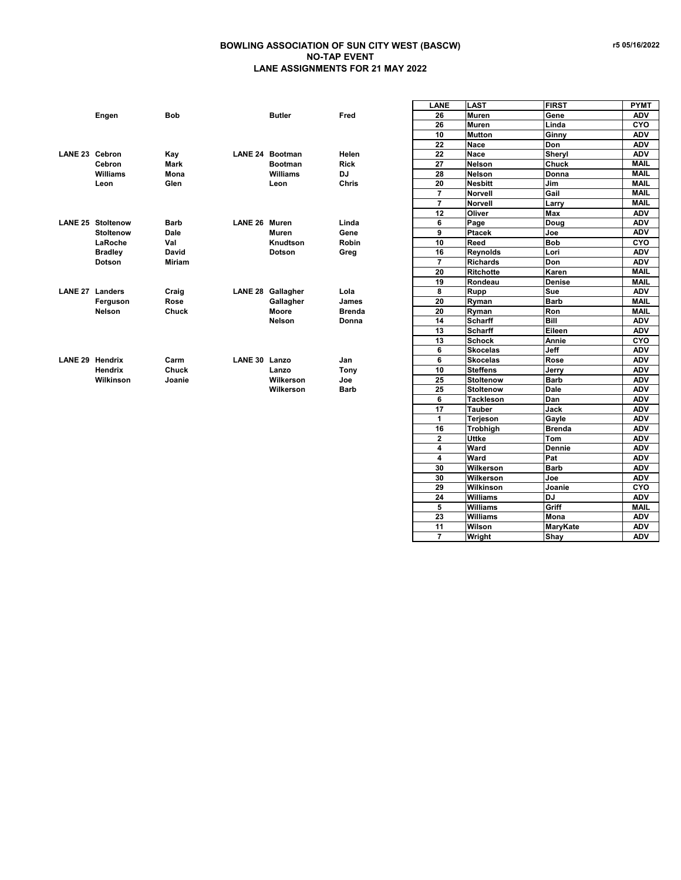**BOWLING ASSOCIATION OF SUN CITY WEST (BASCW)**
**NO-TAP EVENT**
**LANE ASSIGNMENTS FOR 21 MAY 2022**

r5 05/16/2022

| | | | | | |
|---|---|---|---|---|---|
| | Engen | Bob | | Butler | Fred |
| | | | | | |
| LANE 23 | Cebron | Kay | LANE 24 | Bootman | Helen |
| | Cebron | Mark | | Bootman | Rick |
| | Williams | Mona | | Williams | DJ |
| | Leon | Glen | | Leon | Chris |
| | | | | | |
| LANE 25 | Stoltenow | Barb | LANE 26 | Muren | Linda |
| | Stoltenow | Dale | | Muren | Gene |
| | LaRoche | Val | | Knudtson | Robin |
| | Bradley | David | | Dotson | Greg |
| | Dotson | Miriam | | | |
| | | | | | |
| LANE 27 | Landers | Craig | LANE 28 | Gallagher | Lola |
| | Ferguson | Rose | | Gallagher | James |
| | Nelson | Chuck | | Moore | Brenda |
| | | | | Nelson | Donna |
| | | | | | |
| LANE 29 | Hendrix | Carm | LANE 30 | Lanzo | Jan |
| | Hendrix | Chuck | | Lanzo | Tony |
| | Wilkinson | Joanie | | Wilkerson | Joe |
| | | | | Wilkerson | Barb |

| LANE | LAST | FIRST | PYMT |
|---|---|---|---|
| 26 | Muren | Gene | ADV |
| 26 | Muren | Linda | CYO |
| 10 | Mutton | Ginny | ADV |
| 22 | Nace | Don | ADV |
| 22 | Nace | Sheryl | ADV |
| 27 | Nelson | Chuck | MAIL |
| 28 | Nelson | Donna | MAIL |
| 20 | Nesbitt | Jim | MAIL |
| 7 | Norvell | Gail | MAIL |
| 7 | Norvell | Larry | MAIL |
| 12 | Oliver | Max | ADV |
| 6 | Page | Doug | ADV |
| 9 | Ptacek | Joe | ADV |
| 10 | Reed | Bob | CYO |
| 16 | Reynolds | Lori | ADV |
| 7 | Richards | Don | ADV |
| 20 | Ritchotte | Karen | MAIL |
| 19 | Rondeau | Denise | MAIL |
| 8 | Rupp | Sue | ADV |
| 20 | Ryman | Barb | MAIL |
| 20 | Ryman | Ron | MAIL |
| 14 | Scharff | Bill | ADV |
| 13 | Scharff | Eileen | ADV |
| 13 | Schock | Annie | CYO |
| 6 | Skocelas | Jeff | ADV |
| 6 | Skocelas | Rose | ADV |
| 10 | Steffens | Jerry | ADV |
| 25 | Stoltenow | Barb | ADV |
| 25 | Stoltenow | Dale | ADV |
| 6 | Tackleson | Dan | ADV |
| 17 | Tauber | Jack | ADV |
| 1 | Terjeson | Gayle | ADV |
| 16 | Trobhigh | Brenda | ADV |
| 2 | Uttke | Tom | ADV |
| 4 | Ward | Dennie | ADV |
| 4 | Ward | Pat | ADV |
| 30 | Wilkerson | Barb | ADV |
| 30 | Wilkerson | Joe | ADV |
| 29 | Wilkinson | Joanie | CYO |
| 24 | Williams | DJ | ADV |
| 5 | Williams | Griff | MAIL |
| 23 | Williams | Mona | ADV |
| 11 | Wilson | MaryKate | ADV |
| 7 | Wright | Shay | ADV |